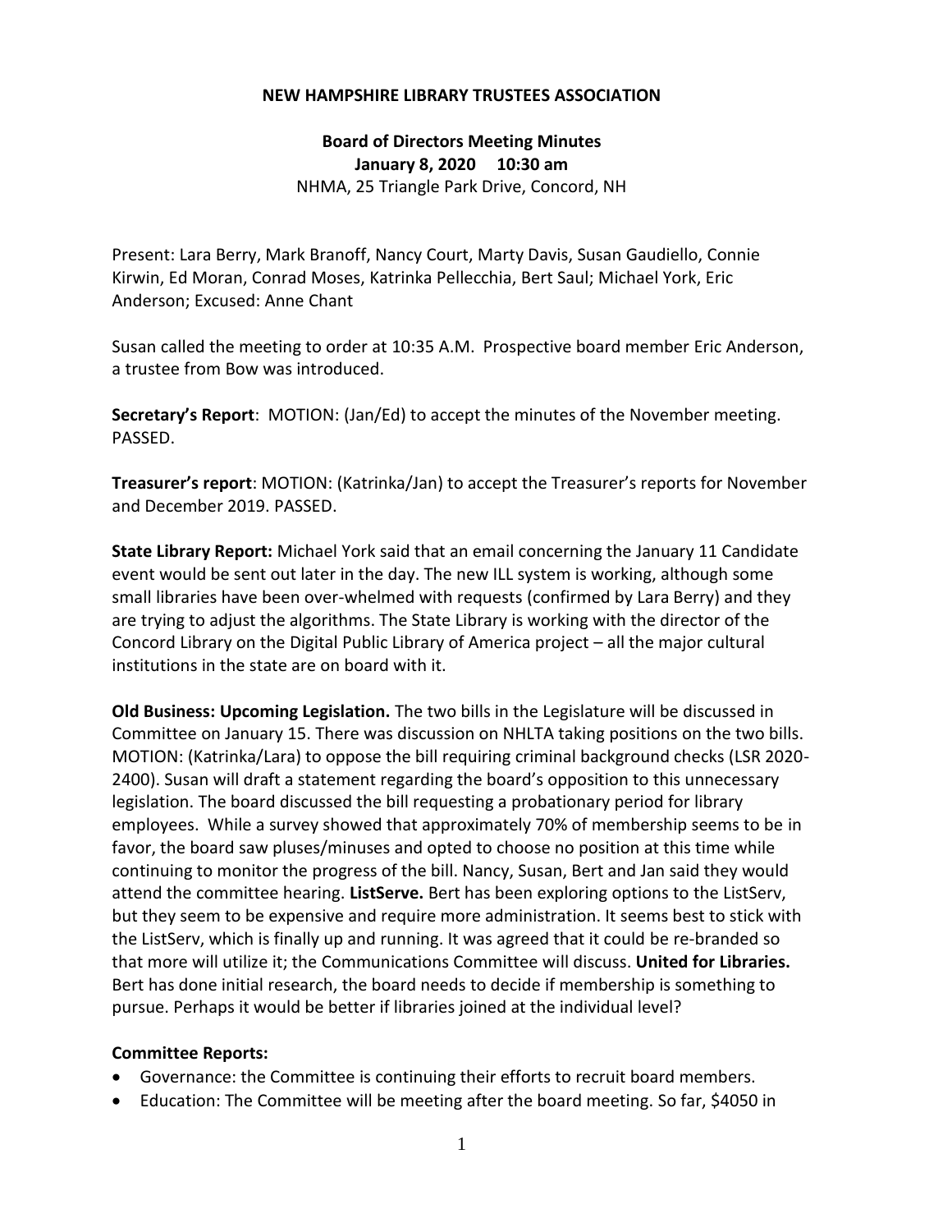**NEW HAMPSHIRE LIBRARY TRUSTEES ASSOCIATION**

**Board of Directors Meeting Minutes**
**January 8, 2020 10:30 am**
NHMA, 25 Triangle Park Drive, Concord, NH

Present: Lara Berry, Mark Branoff, Nancy Court, Marty Davis, Susan Gaudiello, Connie Kirwin, Ed Moran, Conrad Moses, Katrinka Pellecchia, Bert Saul; Michael York, Eric Anderson; Excused: Anne Chant

Susan called the meeting to order at 10:35 A.M. Prospective board member Eric Anderson, a trustee from Bow was introduced.

**Secretary's Report**: MOTION: (Jan/Ed) to accept the minutes of the November meeting. PASSED.

**Treasurer's report**: MOTION: (Katrinka/Jan) to accept the Treasurer's reports for November and December 2019. PASSED.

**State Library Report:** Michael York said that an email concerning the January 11 Candidate event would be sent out later in the day. The new ILL system is working, although some small libraries have been over-whelmed with requests (confirmed by Lara Berry) and they are trying to adjust the algorithms. The State Library is working with the director of the Concord Library on the Digital Public Library of America project – all the major cultural institutions in the state are on board with it.

**Old Business: Upcoming Legislation.** The two bills in the Legislature will be discussed in Committee on January 15. There was discussion on NHLTA taking positions on the two bills. MOTION: (Katrinka/Lara) to oppose the bill requiring criminal background checks (LSR 2020-2400). Susan will draft a statement regarding the board's opposition to this unnecessary legislation. The board discussed the bill requesting a probationary period for library employees. While a survey showed that approximately 70% of membership seems to be in favor, the board saw pluses/minuses and opted to choose no position at this time while continuing to monitor the progress of the bill. Nancy, Susan, Bert and Jan said they would attend the committee hearing. **ListServe.** Bert has been exploring options to the ListServ, but they seem to be expensive and require more administration. It seems best to stick with the ListServ, which is finally up and running. It was agreed that it could be re-branded so that more will utilize it; the Communications Committee will discuss. **United for Libraries.** Bert has done initial research, the board needs to decide if membership is something to pursue. Perhaps it would be better if libraries joined at the individual level?

**Committee Reports:**

- Governance: the Committee is continuing their efforts to recruit board members.
- Education: The Committee will be meeting after the board meeting. So far, $4050 in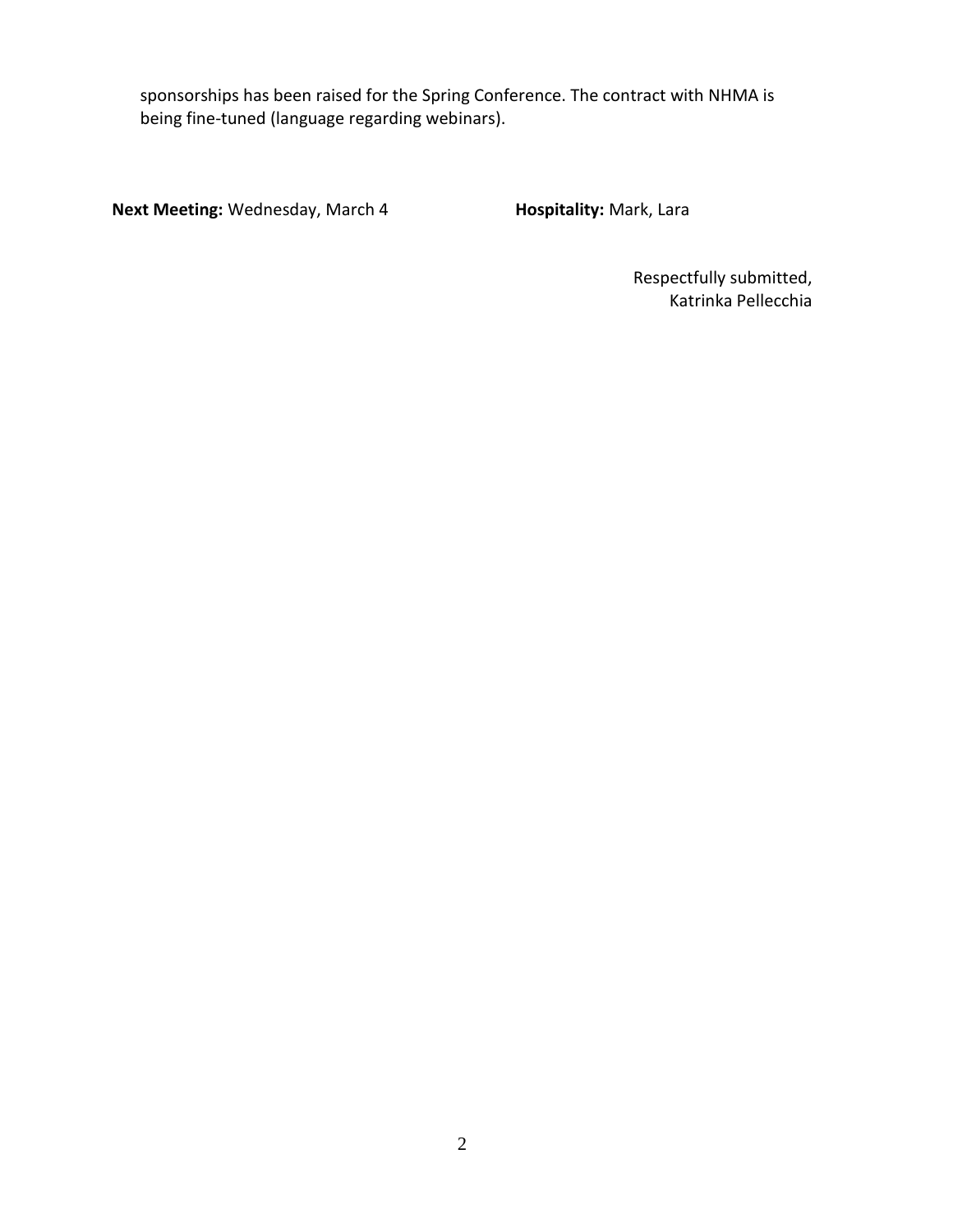sponsorships has been raised for the Spring Conference. The contract with NHMA is being fine-tuned (language regarding webinars).

**Next Meeting:** Wednesday, March 4 **Hospitality:** Mark, Lara

Respectfully submitted,
Katrinka Pellecchia